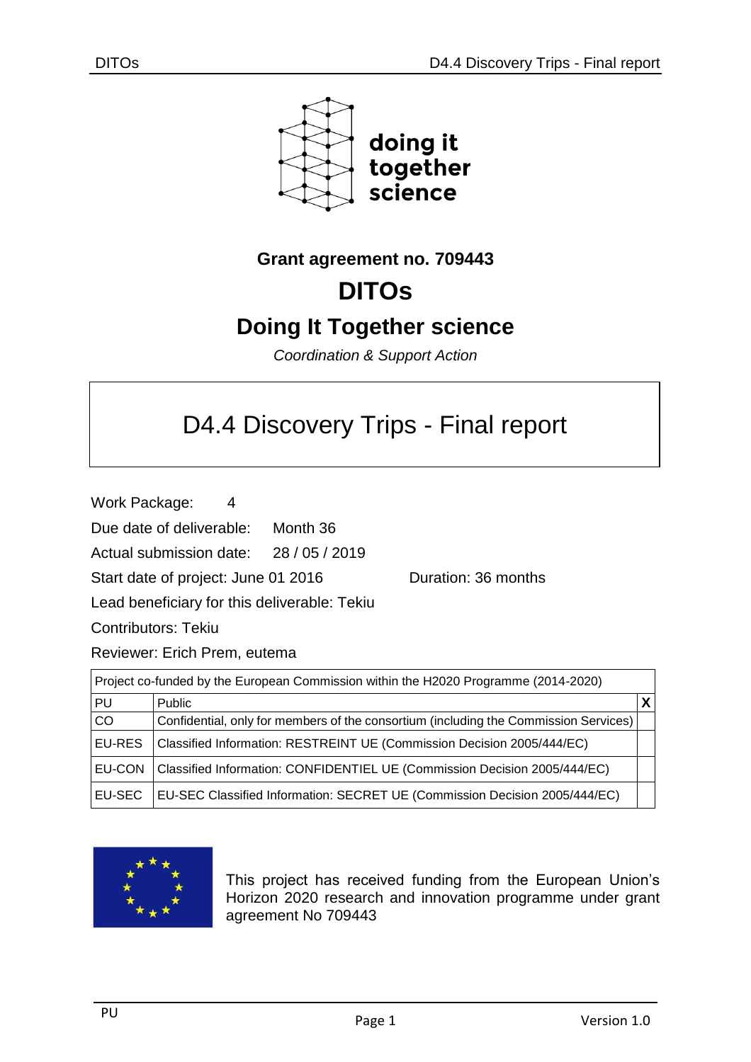doing it together science

**Grant agreement no. 709443**

# DITOs

## Doing It Together science

*Coordination & Support Action*

# D4.4 Discovery Trips - Final report

Work Package: 4

Due date of deliverable: Month 36

Actual submission date: 28 / 05 / 2019

Start date of project: June 01 2016 Duration: 36 months

Lead beneficiary for this deliverable: Tekiu

Contributors: Tekiu

Reviewer: Erich Prem, eutema

| Project co-funded by the European Commission within the H2020 Programme (2014-2020) | | |
|---|---|---|
| PU | Public | X |
| CO | Confidential, only for members of the consortium (including the Commission Services) | |
| EU-RES | Classified Information: RESTREINT UE (Commission Decision 2005/444/EC) | |
| EU-CON | Classified Information: CONFIDENTIEL UE (Commission Decision 2005/444/EC) | |
| EU-SEC | EU-SEC Classified Information: SECRET UE (Commission Decision 2005/444/EC) | |

This project has received funding from the European Union's Horizon 2020 research and innovation programme under grant agreement No 709443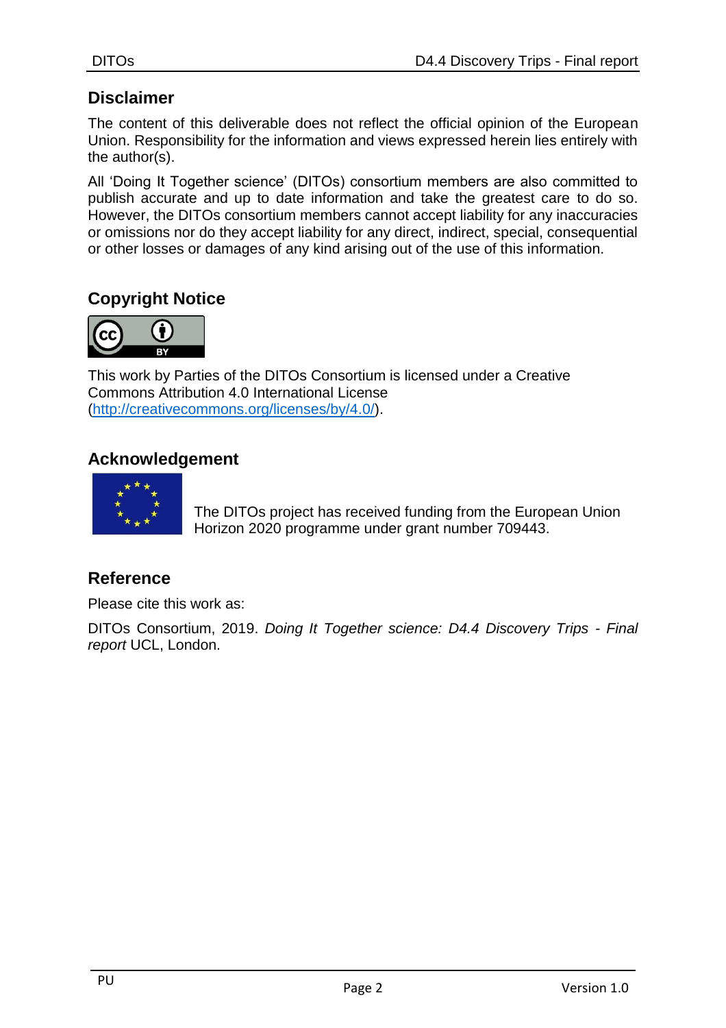## Disclaimer

The content of this deliverable does not reflect the official opinion of the European Union. Responsibility for the information and views expressed herein lies entirely with the author(s).

All 'Doing It Together science' (DITOs) consortium members are also committed to publish accurate and up to date information and take the greatest care to do so. However, the DITOs consortium members cannot accept liability for any inaccuracies or omissions nor do they accept liability for any direct, indirect, special, consequential or other losses or damages of any kind arising out of the use of this information.

## Copyright Notice

This work by Parties of the DITOs Consortium is licensed under a Creative Commons Attribution 4.0 International License (http://creativecommons.org/licenses/by/4.0/).

## Acknowledgement

The DITOs project has received funding from the European Union Horizon 2020 programme under grant number 709443.

## Reference

Please cite this work as:

DITOs Consortium, 2019. *Doing It Together science: D4.4 Discovery Trips - Final report* UCL, London.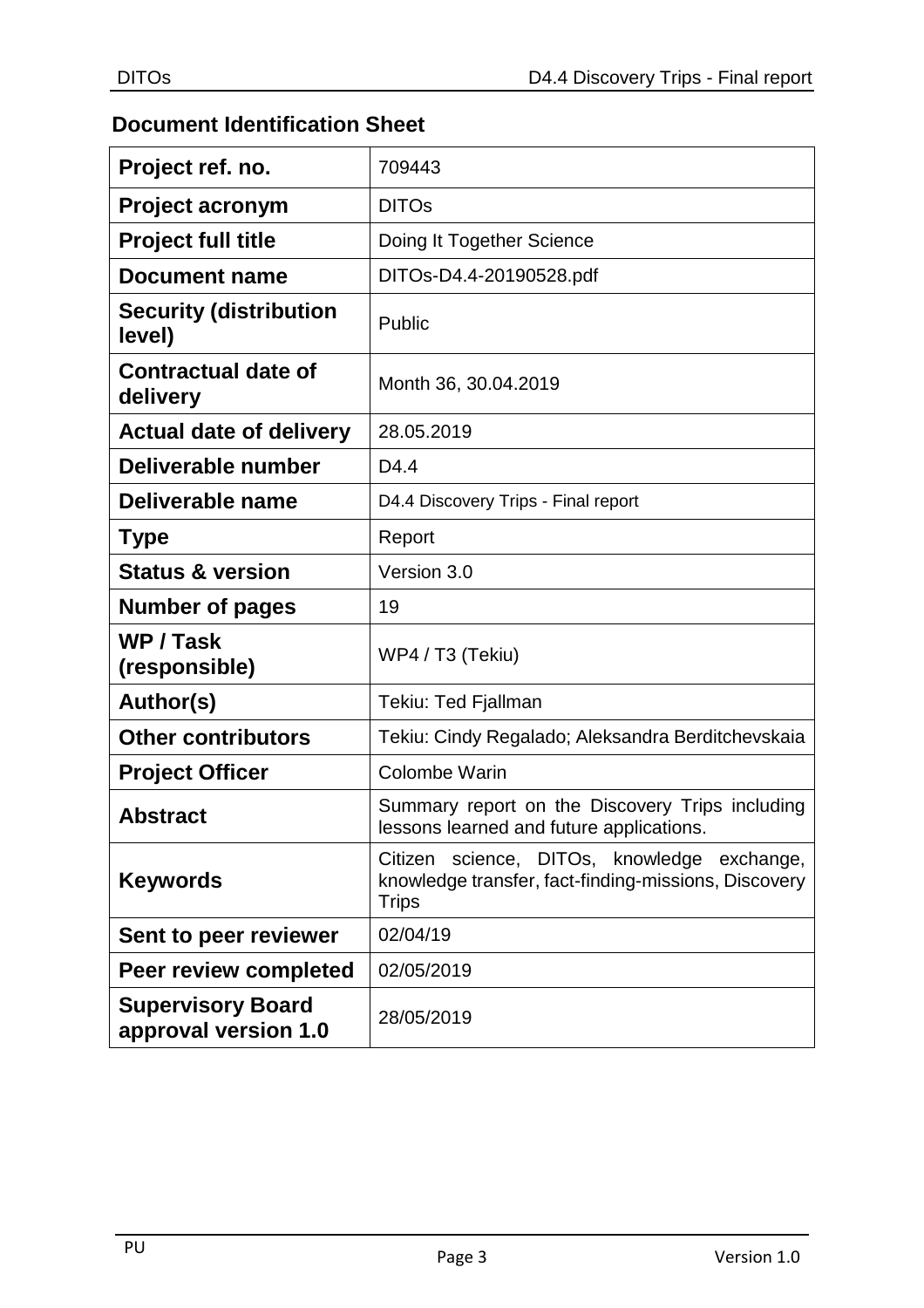## Document Identification Sheet

| | |
|---|---|
| **Project ref. no.** | 709443 |
| **Project acronym** | DITOs |
| **Project full title** | Doing It Together Science |
| **Document name** | DITOs-D4.4-20190528.pdf |
| **Security (distribution level)** | Public |
| **Contractual date of delivery** | Month 36, 30.04.2019 |
| **Actual date of delivery** | 28.05.2019 |
| **Deliverable number** | D4.4 |
| **Deliverable name** | D4.4 Discovery Trips - Final report |
| **Type** | Report |
| **Status & version** | Version 3.0 |
| **Number of pages** | 19 |
| **WP / Task (responsible)** | WP4 / T3 (Tekiu) |
| **Author(s)** | Tekiu: Ted Fjallman |
| **Other contributors** | Tekiu: Cindy Regalado; Aleksandra Berditchevskaia |
| **Project Officer** | Colombe Warin |
| **Abstract** | Summary report on the Discovery Trips including lessons learned and future applications. |
| **Keywords** | Citizen science, DITOs, knowledge exchange, knowledge transfer, fact-finding-missions, Discovery Trips |
| **Sent to peer reviewer** | 02/04/19 |
| **Peer review completed** | 02/05/2019 |
| **Supervisory Board approval version 1.0** | 28/05/2019 |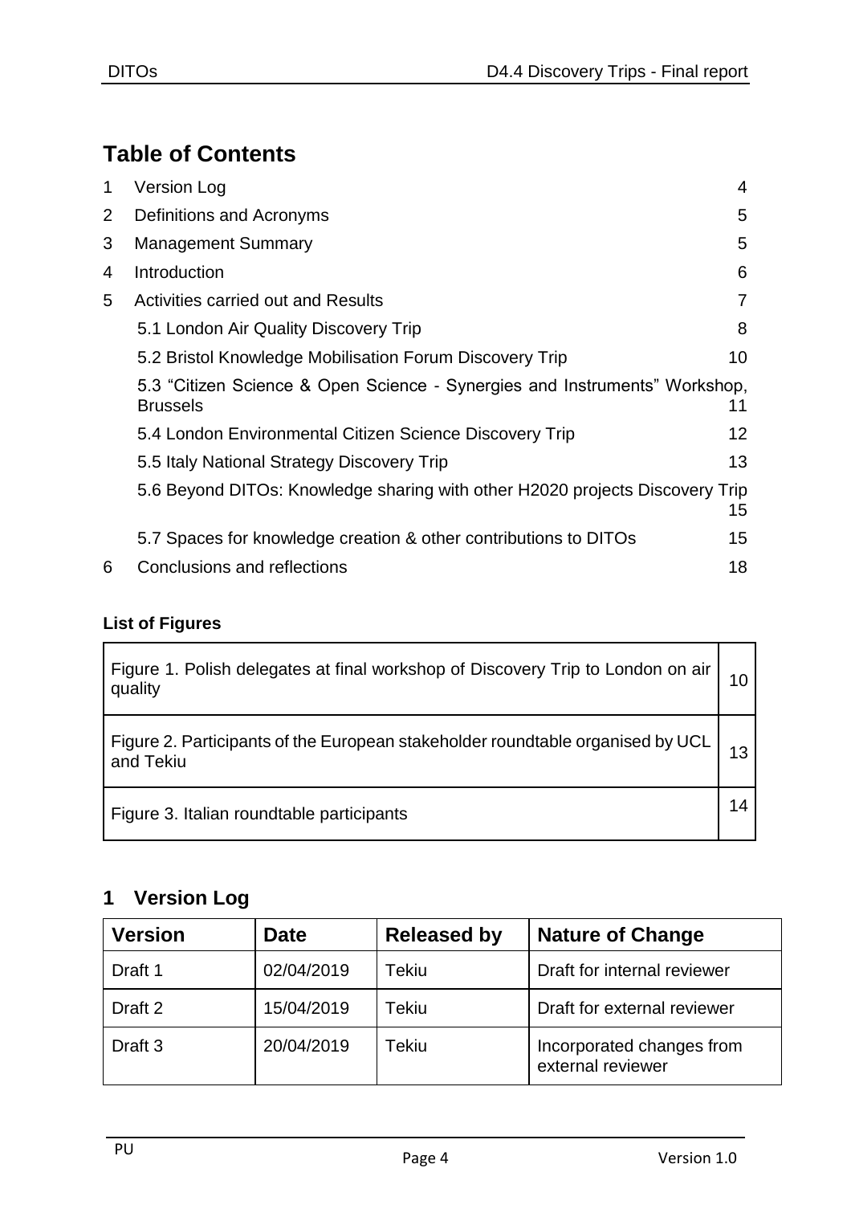# Table of Contents

| | | |
|---|---|---|
| 1 | Version Log | 4 |
| 2 | Definitions and Acronyms | 5 |
| 3 | Management Summary | 5 |
| 4 | Introduction | 6 |
| 5 | Activities carried out and Results | 7 |
| | 5.1 London Air Quality Discovery Trip | 8 |
| | 5.2 Bristol Knowledge Mobilisation Forum Discovery Trip | 10 |
| | 5.3 "Citizen Science & Open Science - Synergies and Instruments" Workshop, Brussels | 11 |
| | 5.4 London Environmental Citizen Science Discovery Trip | 12 |
| | 5.5 Italy National Strategy Discovery Trip | 13 |
| | 5.6 Beyond DITOs: Knowledge sharing with other H2020 projects Discovery Trip | 15 |
| | 5.7 Spaces for knowledge creation & other contributions to DITOs | 15 |
| 6 | Conclusions and reflections | 18 |

**List of Figures**

| | |
|---|---|
| Figure 1. Polish delegates at final workshop of Discovery Trip to London on air quality | 10 |
| Figure 2. Participants of the European stakeholder roundtable organised by UCL and Tekiu | 13 |
| Figure 3. Italian roundtable participants | 14 |

## 1 Version Log

| Version | Date | Released by | Nature of Change |
|---|---|---|---|
| Draft 1 | 02/04/2019 | Tekiu | Draft for internal reviewer |
| Draft 2 | 15/04/2019 | Tekiu | Draft for external reviewer |
| Draft 3 | 20/04/2019 | Tekiu | Incorporated changes from external reviewer |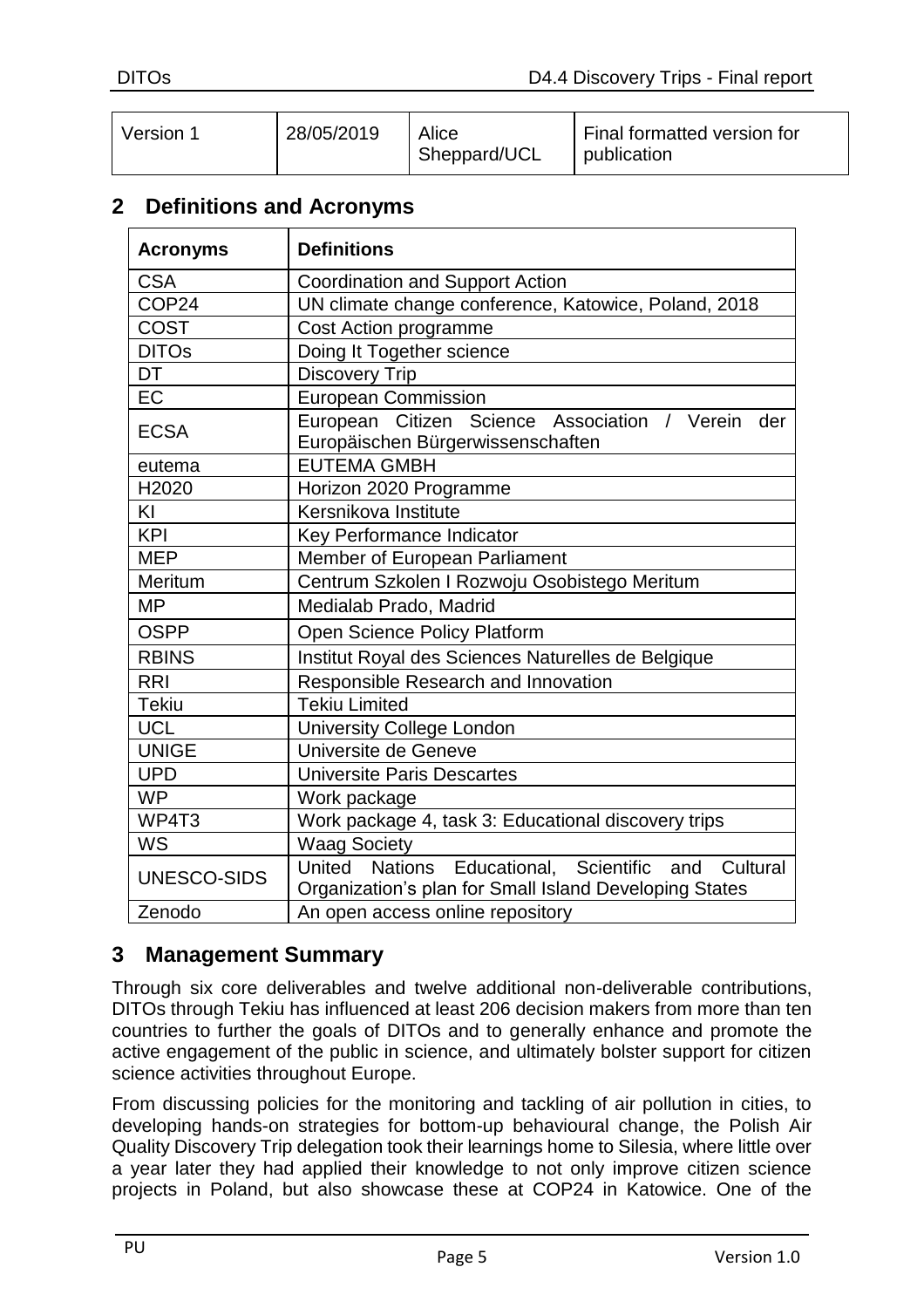| Version 1 | 28/05/2019 | Alice Sheppard/UCL | Final formatted version for publication |
|---|---|---|---|

## 2 Definitions and Acronyms

| Acronyms | Definitions |
|---|---|
| CSA | Coordination and Support Action |
| COP24 | UN climate change conference, Katowice, Poland, 2018 |
| COST | Cost Action programme |
| DITOs | Doing It Together science |
| DT | Discovery Trip |
| EC | European Commission |
| ECSA | European Citizen Science Association / Verein der Europäischen Bürgerwissenschaften |
| eutema | EUTEMA GMBH |
| H2020 | Horizon 2020 Programme |
| KI | Kersnikova Institute |
| KPI | Key Performance Indicator |
| MEP | Member of European Parliament |
| Meritum | Centrum Szkolen I Rozwoju Osobistego Meritum |
| MP | Medialab Prado, Madrid |
| OSPP | Open Science Policy Platform |
| RBINS | Institut Royal des Sciences Naturelles de Belgique |
| RRI | Responsible Research and Innovation |
| Tekiu | Tekiu Limited |
| UCL | University College London |
| UNIGE | Universite de Geneve |
| UPD | Universite Paris Descartes |
| WP | Work package |
| WP4T3 | Work package 4, task 3: Educational discovery trips |
| WS | Waag Society |
| UNESCO-SIDS | United Nations Educational, Scientific and Cultural Organization's plan for Small Island Developing States |
| Zenodo | An open access online repository |

## 3 Management Summary

Through six core deliverables and twelve additional non-deliverable contributions, DITOs through Tekiu has influenced at least 206 decision makers from more than ten countries to further the goals of DITOs and to generally enhance and promote the active engagement of the public in science, and ultimately bolster support for citizen science activities throughout Europe.

From discussing policies for the monitoring and tackling of air pollution in cities, to developing hands-on strategies for bottom-up behavioural change, the Polish Air Quality Discovery Trip delegation took their learnings home to Silesia, where little over a year later they had applied their knowledge to not only improve citizen science projects in Poland, but also showcase these at COP24 in Katowice. One of the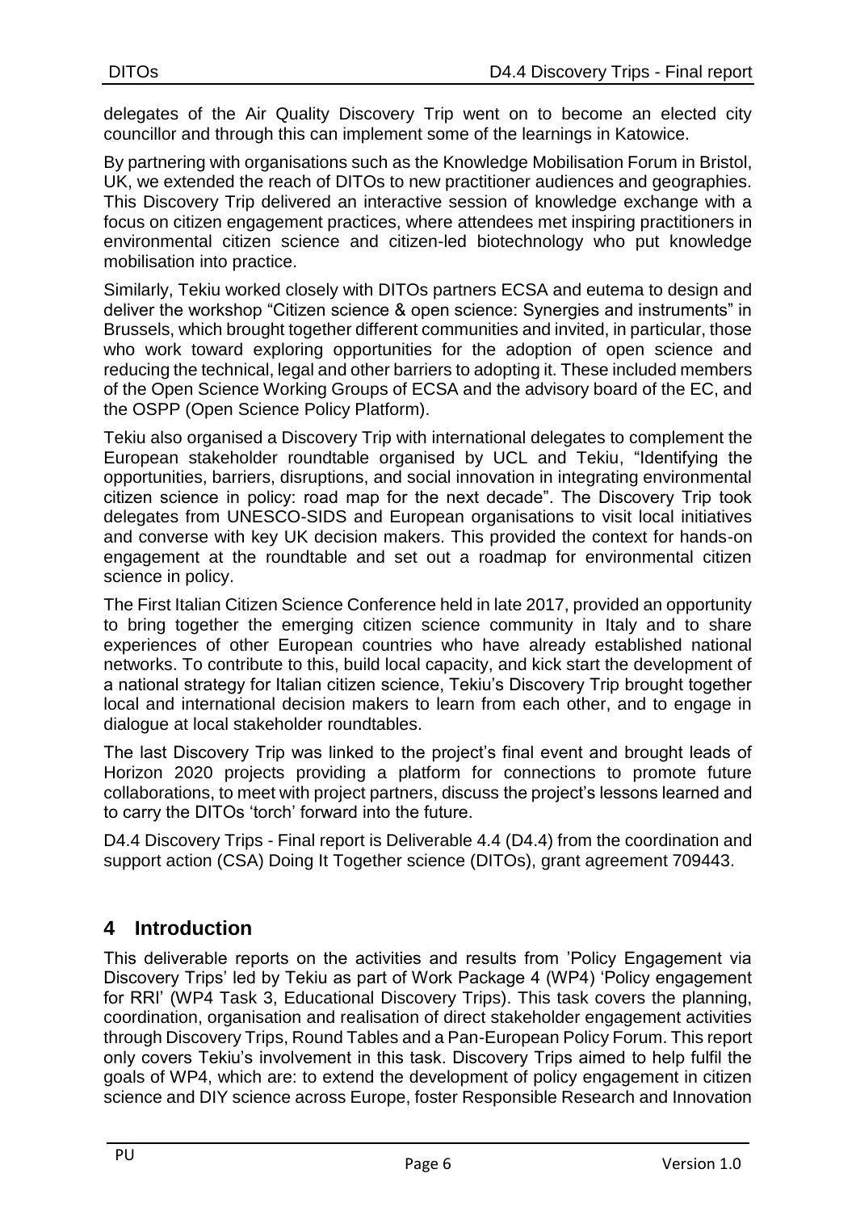delegates of the Air Quality Discovery Trip went on to become an elected city councillor and through this can implement some of the learnings in Katowice.

By partnering with organisations such as the Knowledge Mobilisation Forum in Bristol, UK, we extended the reach of DITOs to new practitioner audiences and geographies. This Discovery Trip delivered an interactive session of knowledge exchange with a focus on citizen engagement practices, where attendees met inspiring practitioners in environmental citizen science and citizen-led biotechnology who put knowledge mobilisation into practice.

Similarly, Tekiu worked closely with DITOs partners ECSA and eutema to design and deliver the workshop "Citizen science & open science: Synergies and instruments" in Brussels, which brought together different communities and invited, in particular, those who work toward exploring opportunities for the adoption of open science and reducing the technical, legal and other barriers to adopting it. These included members of the Open Science Working Groups of ECSA and the advisory board of the EC, and the OSPP (Open Science Policy Platform).

Tekiu also organised a Discovery Trip with international delegates to complement the European stakeholder roundtable organised by UCL and Tekiu, "Identifying the opportunities, barriers, disruptions, and social innovation in integrating environmental citizen science in policy: road map for the next decade". The Discovery Trip took delegates from UNESCO-SIDS and European organisations to visit local initiatives and converse with key UK decision makers. This provided the context for hands-on engagement at the roundtable and set out a roadmap for environmental citizen science in policy.

The First Italian Citizen Science Conference held in late 2017, provided an opportunity to bring together the emerging citizen science community in Italy and to share experiences of other European countries who have already established national networks. To contribute to this, build local capacity, and kick start the development of a national strategy for Italian citizen science, Tekiu's Discovery Trip brought together local and international decision makers to learn from each other, and to engage in dialogue at local stakeholder roundtables.

The last Discovery Trip was linked to the project's final event and brought leads of Horizon 2020 projects providing a platform for connections to promote future collaborations, to meet with project partners, discuss the project's lessons learned and to carry the DITOs 'torch' forward into the future.

D4.4 Discovery Trips - Final report is Deliverable 4.4 (D4.4) from the coordination and support action (CSA) Doing It Together science (DITOs), grant agreement 709443.

## 4 Introduction

This deliverable reports on the activities and results from 'Policy Engagement via Discovery Trips' led by Tekiu as part of Work Package 4 (WP4) 'Policy engagement for RRI' (WP4 Task 3, Educational Discovery Trips). This task covers the planning, coordination, organisation and realisation of direct stakeholder engagement activities through Discovery Trips, Round Tables and a Pan-European Policy Forum. This report only covers Tekiu's involvement in this task. Discovery Trips aimed to help fulfil the goals of WP4, which are: to extend the development of policy engagement in citizen science and DIY science across Europe, foster Responsible Research and Innovation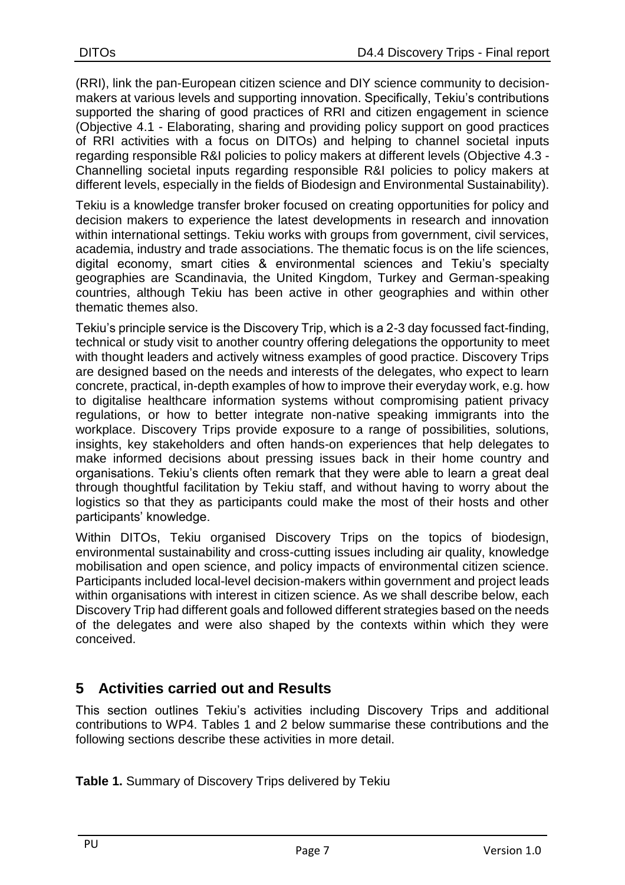(RRI), link the pan-European citizen science and DIY science community to decision-makers at various levels and supporting innovation. Specifically, Tekiu's contributions supported the sharing of good practices of RRI and citizen engagement in science (Objective 4.1 - Elaborating, sharing and providing policy support on good practices of RRI activities with a focus on DITOs) and helping to channel societal inputs regarding responsible R&I policies to policy makers at different levels (Objective 4.3 - Channelling societal inputs regarding responsible R&I policies to policy makers at different levels, especially in the fields of Biodesign and Environmental Sustainability).

Tekiu is a knowledge transfer broker focused on creating opportunities for policy and decision makers to experience the latest developments in research and innovation within international settings. Tekiu works with groups from government, civil services, academia, industry and trade associations. The thematic focus is on the life sciences, digital economy, smart cities & environmental sciences and Tekiu's specialty geographies are Scandinavia, the United Kingdom, Turkey and German-speaking countries, although Tekiu has been active in other geographies and within other thematic themes also.

Tekiu's principle service is the Discovery Trip, which is a 2-3 day focussed fact-finding, technical or study visit to another country offering delegations the opportunity to meet with thought leaders and actively witness examples of good practice. Discovery Trips are designed based on the needs and interests of the delegates, who expect to learn concrete, practical, in-depth examples of how to improve their everyday work, e.g. how to digitalise healthcare information systems without compromising patient privacy regulations, or how to better integrate non-native speaking immigrants into the workplace. Discovery Trips provide exposure to a range of possibilities, solutions, insights, key stakeholders and often hands-on experiences that help delegates to make informed decisions about pressing issues back in their home country and organisations. Tekiu's clients often remark that they were able to learn a great deal through thoughtful facilitation by Tekiu staff, and without having to worry about the logistics so that they as participants could make the most of their hosts and other participants' knowledge.

Within DITOs, Tekiu organised Discovery Trips on the topics of biodesign, environmental sustainability and cross-cutting issues including air quality, knowledge mobilisation and open science, and policy impacts of environmental citizen science. Participants included local-level decision-makers within government and project leads within organisations with interest in citizen science. As we shall describe below, each Discovery Trip had different goals and followed different strategies based on the needs of the delegates and were also shaped by the contexts within which they were conceived.

## 5 Activities carried out and Results

This section outlines Tekiu's activities including Discovery Trips and additional contributions to WP4. Tables 1 and 2 below summarise these contributions and the following sections describe these activities in more detail.

**Table 1.** Summary of Discovery Trips delivered by Tekiu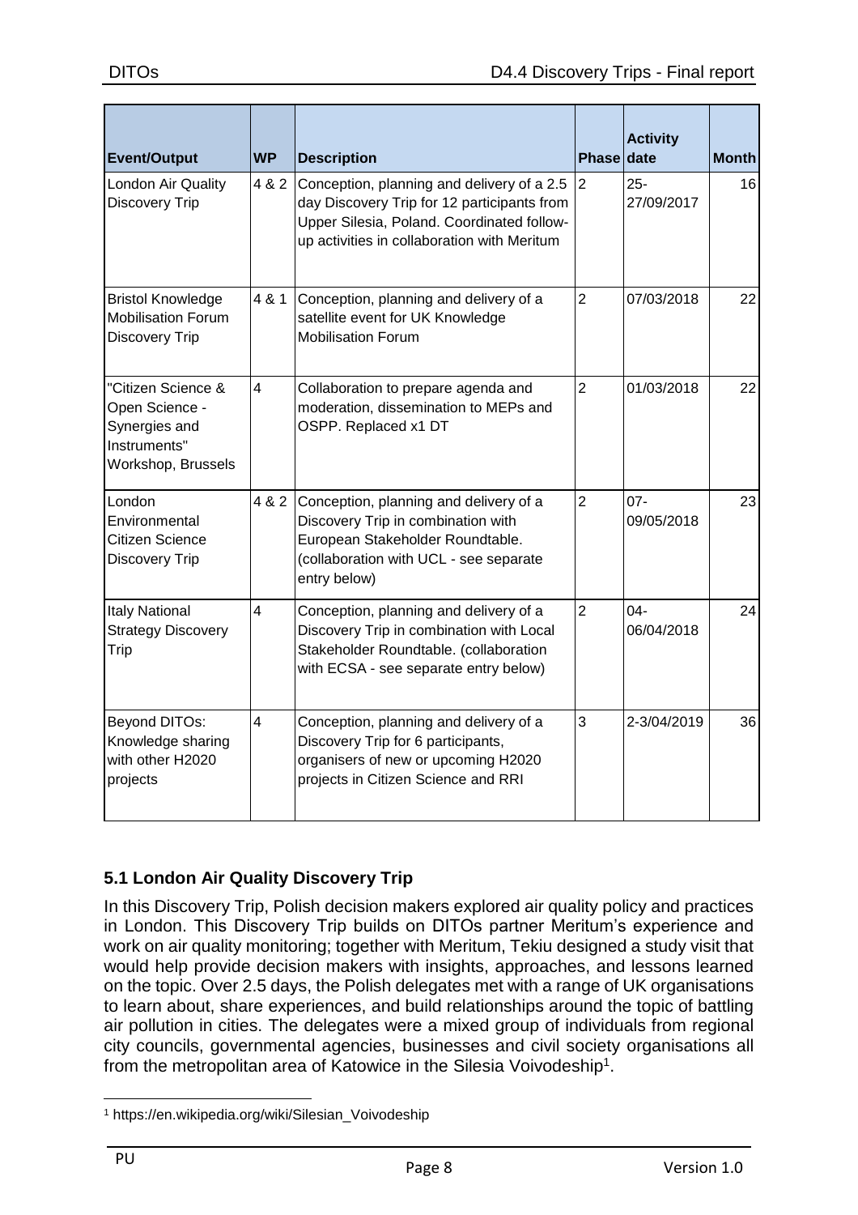| Event/Output | WP | Description | Phase | Activity date | Month |
|---|---|---|---|---|---|
| London Air Quality Discovery Trip | 4 & 2 | Conception, planning and delivery of a 2.5 day Discovery Trip for 12 participants from Upper Silesia, Poland. Coordinated follow-up activities in collaboration with Meritum | 2 | 25-27/09/2017 | 16 |
| Bristol Knowledge Mobilisation Forum Discovery Trip | 4 & 1 | Conception, planning and delivery of a satellite event for UK Knowledge Mobilisation Forum | 2 | 07/03/2018 | 22 |
| "Citizen Science & Open Science - Synergies and Instruments" Workshop, Brussels | 4 | Collaboration to prepare agenda and moderation, dissemination to MEPs and OSPP. Replaced x1 DT | 2 | 01/03/2018 | 22 |
| London Environmental Citizen Science Discovery Trip | 4 & 2 | Conception, planning and delivery of a Discovery Trip in combination with European Stakeholder Roundtable. (collaboration with UCL - see separate entry below) | 2 | 07-09/05/2018 | 23 |
| Italy National Strategy Discovery Trip | 4 | Conception, planning and delivery of a Discovery Trip in combination with Local Stakeholder Roundtable. (collaboration with ECSA - see separate entry below) | 2 | 04-06/04/2018 | 24 |
| Beyond DITOs: Knowledge sharing with other H2020 projects | 4 | Conception, planning and delivery of a Discovery Trip for 6 participants, organisers of new or upcoming H2020 projects in Citizen Science and RRI | 3 | 2-3/04/2019 | 36 |

### 5.1 London Air Quality Discovery Trip

In this Discovery Trip, Polish decision makers explored air quality policy and practices in London. This Discovery Trip builds on DITOs partner Meritum's experience and work on air quality monitoring; together with Meritum, Tekiu designed a study visit that would help provide decision makers with insights, approaches, and lessons learned on the topic. Over 2.5 days, the Polish delegates met with a range of UK organisations to learn about, share experiences, and build relationships around the topic of battling air pollution in cities. The delegates were a mixed group of individuals from regional city councils, governmental agencies, businesses and civil society organisations all from the metropolitan area of Katowice in the Silesia Voivodeship[1].

[1] https://en.wikipedia.org/wiki/Silesian_Voivodeship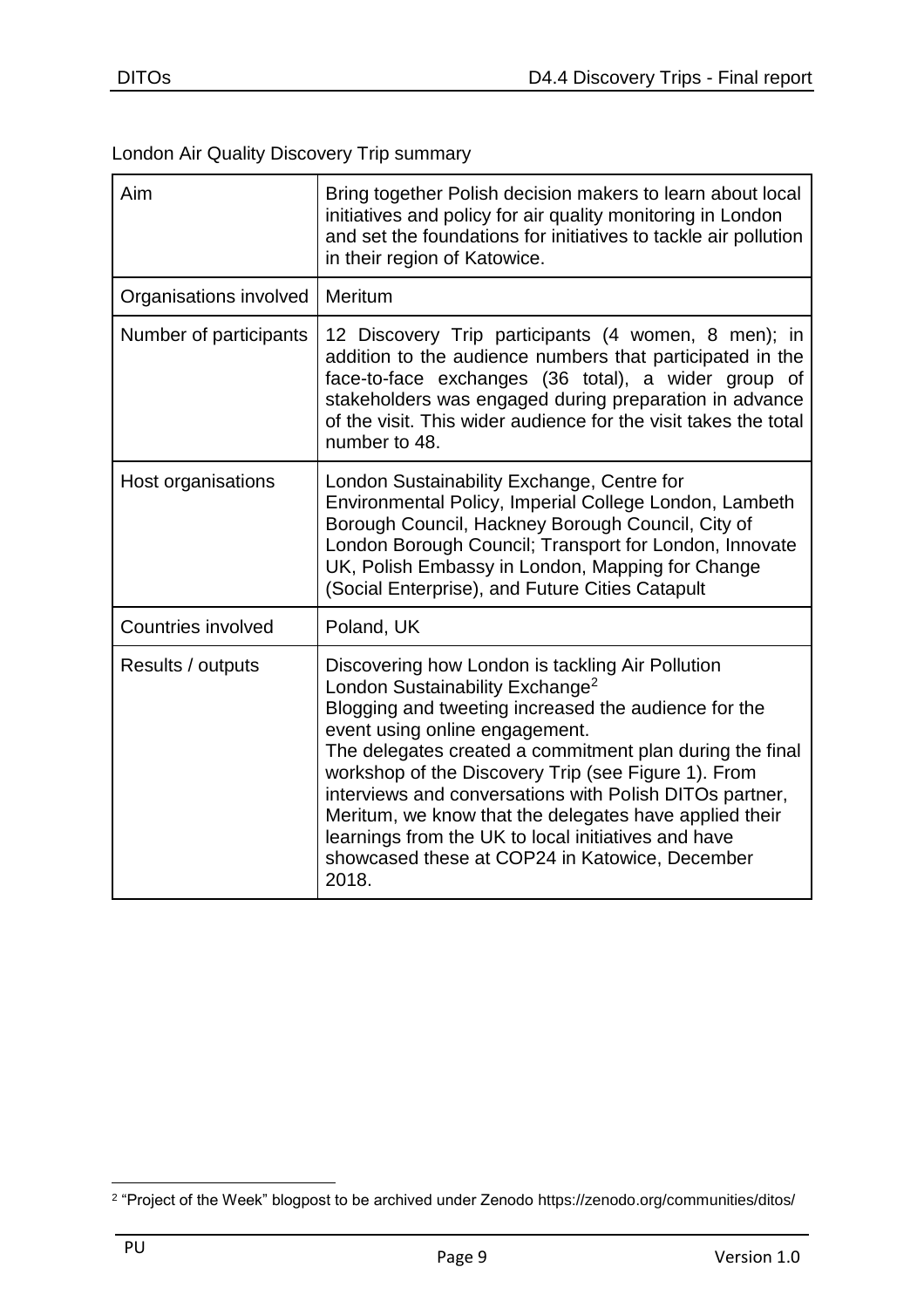London Air Quality Discovery Trip summary

| Aim | Bring together Polish decision makers to learn about local initiatives and policy for air quality monitoring in London and set the foundations for initiatives to tackle air pollution in their region of Katowice. |
|---|---|
| Organisations involved | Meritum |
| Number of participants | 12 Discovery Trip participants (4 women, 8 men); in addition to the audience numbers that participated in the face-to-face exchanges (36 total), a wider group of stakeholders was engaged during preparation in advance of the visit. This wider audience for the visit takes the total number to 48. |
| Host organisations | London Sustainability Exchange, Centre for Environmental Policy, Imperial College London, Lambeth Borough Council, Hackney Borough Council, City of London Borough Council; Transport for London, Innovate UK, Polish Embassy in London, Mapping for Change (Social Enterprise), and Future Cities Catapult |
| Countries involved | Poland, UK |
| Results / outputs | Discovering how London is tackling Air Pollution London Sustainability Exchange[2]<br>Blogging and tweeting increased the audience for the event using online engagement.<br>The delegates created a commitment plan during the final workshop of the Discovery Trip (see Figure 1). From interviews and conversations with Polish DITOs partner, Meritum, we know that the delegates have applied their learnings from the UK to local initiatives and have showcased these at COP24 in Katowice, December 2018. |

[2] "Project of the Week" blogpost to be archived under Zenodo https://zenodo.org/communities/ditos/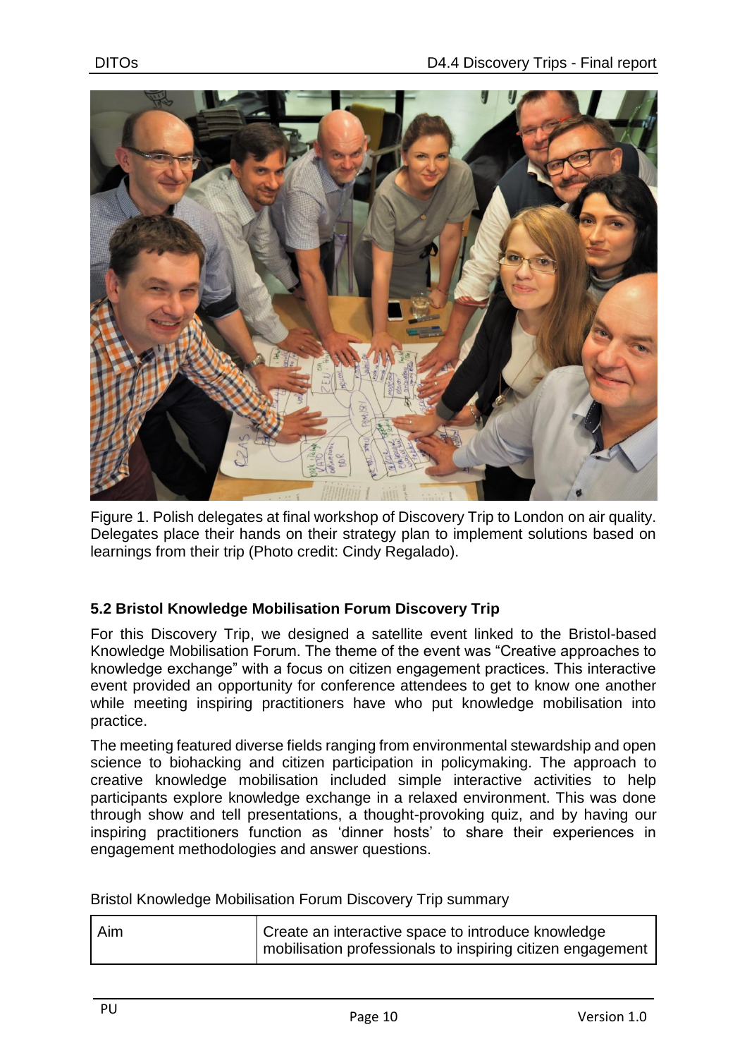Figure 1. Polish delegates at final workshop of Discovery Trip to London on air quality. Delegates place their hands on their strategy plan to implement solutions based on learnings from their trip (Photo credit: Cindy Regalado).

### 5.2 Bristol Knowledge Mobilisation Forum Discovery Trip

For this Discovery Trip, we designed a satellite event linked to the Bristol-based Knowledge Mobilisation Forum. The theme of the event was "Creative approaches to knowledge exchange" with a focus on citizen engagement practices. This interactive event provided an opportunity for conference attendees to get to know one another while meeting inspiring practitioners have who put knowledge mobilisation into practice.

The meeting featured diverse fields ranging from environmental stewardship and open science to biohacking and citizen participation in policymaking. The approach to creative knowledge mobilisation included simple interactive activities to help participants explore knowledge exchange in a relaxed environment. This was done through show and tell presentations, a thought-provoking quiz, and by having our inspiring practitioners function as 'dinner hosts' to share their experiences in engagement methodologies and answer questions.

Bristol Knowledge Mobilisation Forum Discovery Trip summary

| | |
|---|---|
| Aim | Create an interactive space to introduce knowledge mobilisation professionals to inspiring citizen engagement |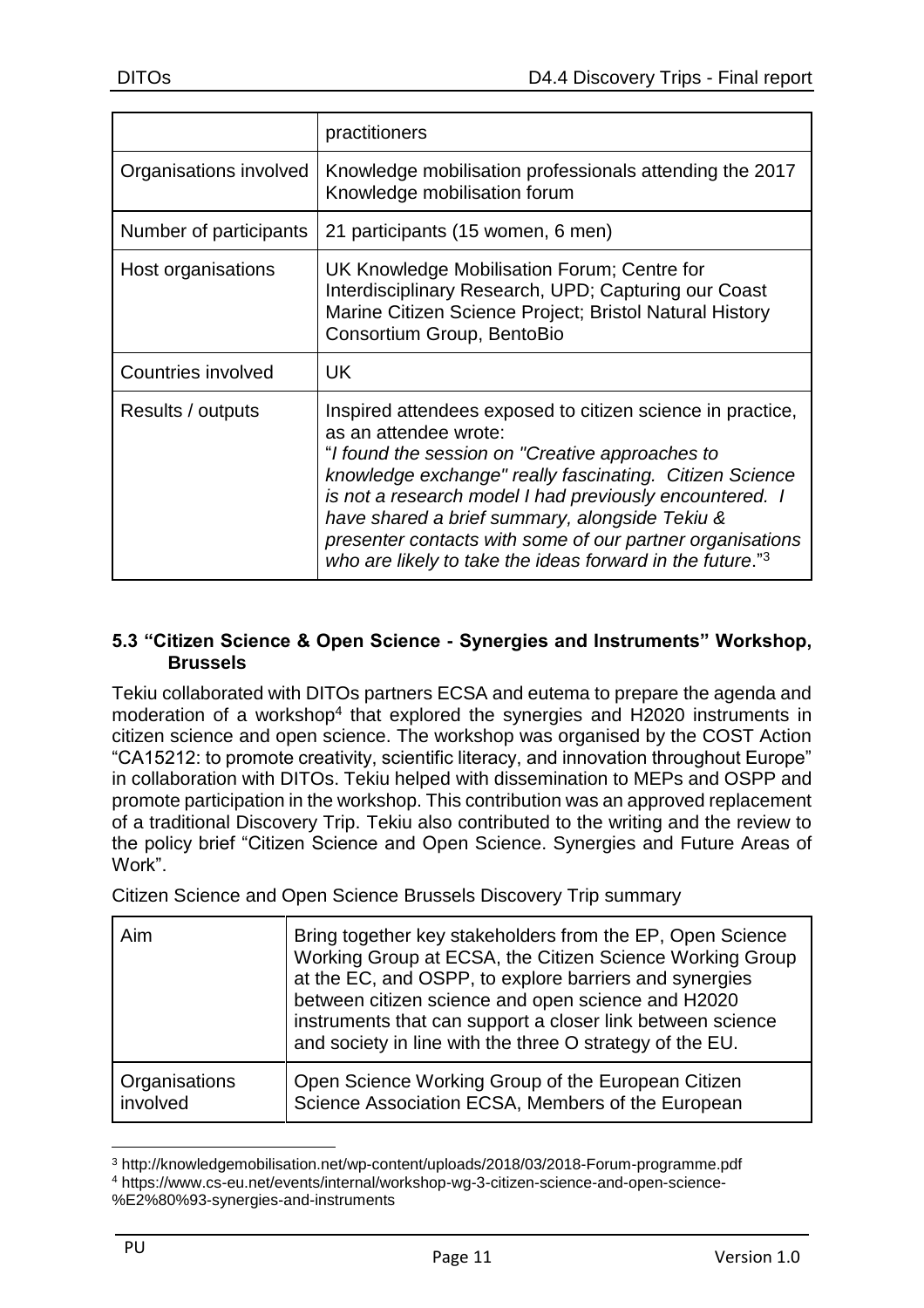| | practitioners |
|---|---|
| Organisations involved | Knowledge mobilisation professionals attending the 2017 Knowledge mobilisation forum |
| Number of participants | 21 participants (15 women, 6 men) |
| Host organisations | UK Knowledge Mobilisation Forum; Centre for Interdisciplinary Research, UPD; Capturing our Coast Marine Citizen Science Project; Bristol Natural History Consortium Group, BentoBio |
| Countries involved | UK |
| Results / outputs | Inspired attendees exposed to citizen science in practice, as an attendee wrote: "*I found the session on "Creative approaches to knowledge exchange" really fascinating. Citizen Science is not a research model I had previously encountered. I have shared a brief summary, alongside Tekiu & presenter contacts with some of our partner organisations who are likely to take the ideas forward in the future*."[3] |

### 5.3 "Citizen Science & Open Science - Synergies and Instruments" Workshop, Brussels

Tekiu collaborated with DITOs partners ECSA and eutema to prepare the agenda and moderation of a workshop[4] that explored the synergies and H2020 instruments in citizen science and open science. The workshop was organised by the COST Action "CA15212: to promote creativity, scientific literacy, and innovation throughout Europe" in collaboration with DITOs. Tekiu helped with dissemination to MEPs and OSPP and promote participation in the workshop. This contribution was an approved replacement of a traditional Discovery Trip. Tekiu also contributed to the writing and the review to the policy brief "Citizen Science and Open Science. Synergies and Future Areas of Work".

Citizen Science and Open Science Brussels Discovery Trip summary

| Aim | Bring together key stakeholders from the EP, Open Science Working Group at ECSA, the Citizen Science Working Group at the EC, and OSPP, to explore barriers and synergies between citizen science and open science and H2020 instruments that can support a closer link between science and society in line with the three O strategy of the EU. |
|---|---|
| Organisations involved | Open Science Working Group of the European Citizen Science Association ECSA, Members of the European |

[3] http://knowledgemobilisation.net/wp-content/uploads/2018/03/2018-Forum-programme.pdf

[4] https://www.cs-eu.net/events/internal/workshop-wg-3-citizen-science-and-open-science-%E2%80%93-synergies-and-instruments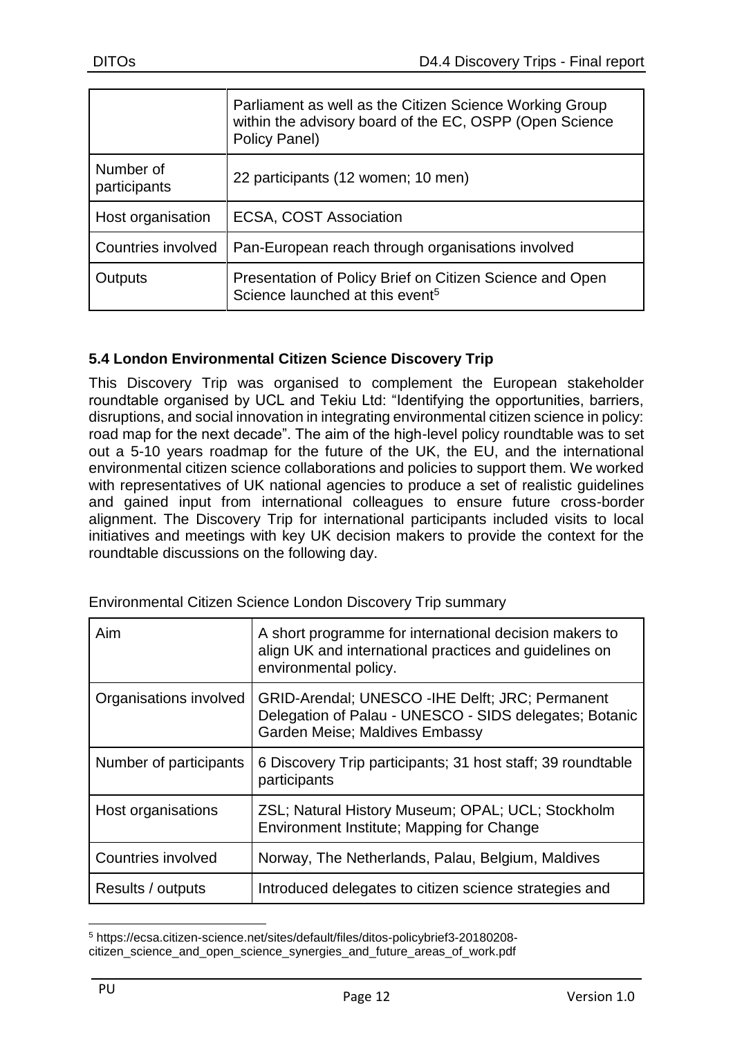| | Parliament as well as the Citizen Science Working Group within the advisory board of the EC, OSPP (Open Science Policy Panel) |
|---|---|
| Number of participants | 22 participants (12 women; 10 men) |
| Host organisation | ECSA, COST Association |
| Countries involved | Pan-European reach through organisations involved |
| Outputs | Presentation of Policy Brief on Citizen Science and Open Science launched at this event[5] |

### 5.4 London Environmental Citizen Science Discovery Trip

This Discovery Trip was organised to complement the European stakeholder roundtable organised by UCL and Tekiu Ltd: "Identifying the opportunities, barriers, disruptions, and social innovation in integrating environmental citizen science in policy: road map for the next decade". The aim of the high-level policy roundtable was to set out a 5-10 years roadmap for the future of the UK, the EU, and the international environmental citizen science collaborations and policies to support them. We worked with representatives of UK national agencies to produce a set of realistic guidelines and gained input from international colleagues to ensure future cross-border alignment. The Discovery Trip for international participants included visits to local initiatives and meetings with key UK decision makers to provide the context for the roundtable discussions on the following day.

Environmental Citizen Science London Discovery Trip summary

| Aim | A short programme for international decision makers to align UK and international practices and guidelines on environmental policy. |
|---|---|
| Organisations involved | GRID-Arendal; UNESCO -IHE Delft; JRC; Permanent Delegation of Palau - UNESCO - SIDS delegates; Botanic Garden Meise; Maldives Embassy |
| Number of participants | 6 Discovery Trip participants; 31 host staff; 39 roundtable participants |
| Host organisations | ZSL; Natural History Museum; OPAL; UCL; Stockholm Environment Institute; Mapping for Change |
| Countries involved | Norway, The Netherlands, Palau, Belgium, Maldives |
| Results / outputs | Introduced delegates to citizen science strategies and |

[5] https://ecsa.citizen-science.net/sites/default/files/ditos-policybrief3-20180208-citizen_science_and_open_science_synergies_and_future_areas_of_work.pdf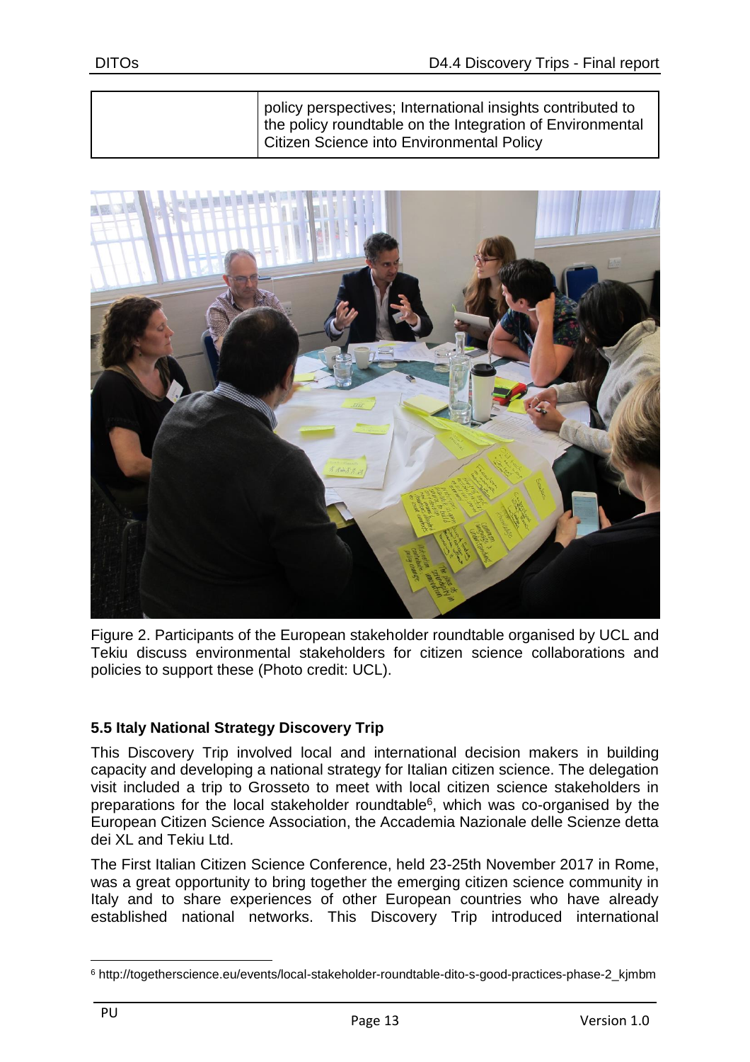| | policy perspectives; International insights contributed to the policy roundtable on the Integration of Environmental Citizen Science into Environmental Policy |
|---|---|

Figure 2. Participants of the European stakeholder roundtable organised by UCL and Tekiu discuss environmental stakeholders for citizen science collaborations and policies to support these (Photo credit: UCL).

### 5.5 Italy National Strategy Discovery Trip

This Discovery Trip involved local and international decision makers in building capacity and developing a national strategy for Italian citizen science. The delegation visit included a trip to Grosseto to meet with local citizen science stakeholders in preparations for the local stakeholder roundtable[6], which was co-organised by the European Citizen Science Association, the Accademia Nazionale delle Scienze detta dei XL and Tekiu Ltd.

The First Italian Citizen Science Conference, held 23-25th November 2017 in Rome, was a great opportunity to bring together the emerging citizen science community in Italy and to share experiences of other European countries who have already established national networks. This Discovery Trip introduced international

[6] http://togetherscience.eu/events/local-stakeholder-roundtable-dito-s-good-practices-phase-2_kjmbm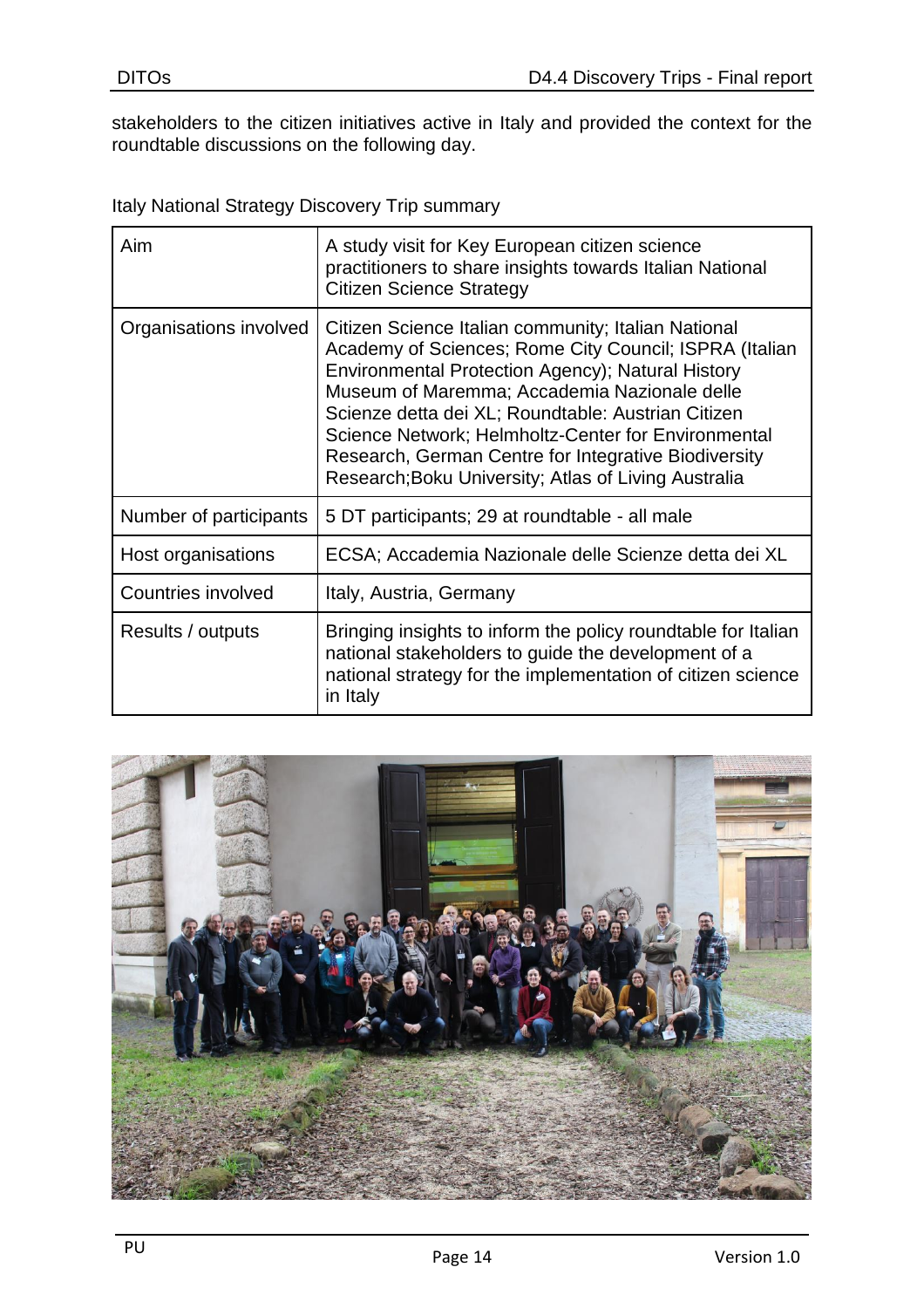stakeholders to the citizen initiatives active in Italy and provided the context for the roundtable discussions on the following day.

Italy National Strategy Discovery Trip summary

| Aim | A study visit for Key European citizen science practitioners to share insights towards Italian National Citizen Science Strategy |
|---|---|
| Organisations involved | Citizen Science Italian community; Italian National Academy of Sciences; Rome City Council; ISPRA (Italian Environmental Protection Agency); Natural History Museum of Maremma; Accademia Nazionale delle Scienze detta dei XL; Roundtable: Austrian Citizen Science Network; Helmholtz-Center for Environmental Research, German Centre for Integrative Biodiversity Research;Boku University; Atlas of Living Australia |
| Number of participants | 5 DT participants; 29 at roundtable - all male |
| Host organisations | ECSA; Accademia Nazionale delle Scienze detta dei XL |
| Countries involved | Italy, Austria, Germany |
| Results / outputs | Bringing insights to inform the policy roundtable for Italian national stakeholders to guide the development of a national strategy for the implementation of citizen science in Italy |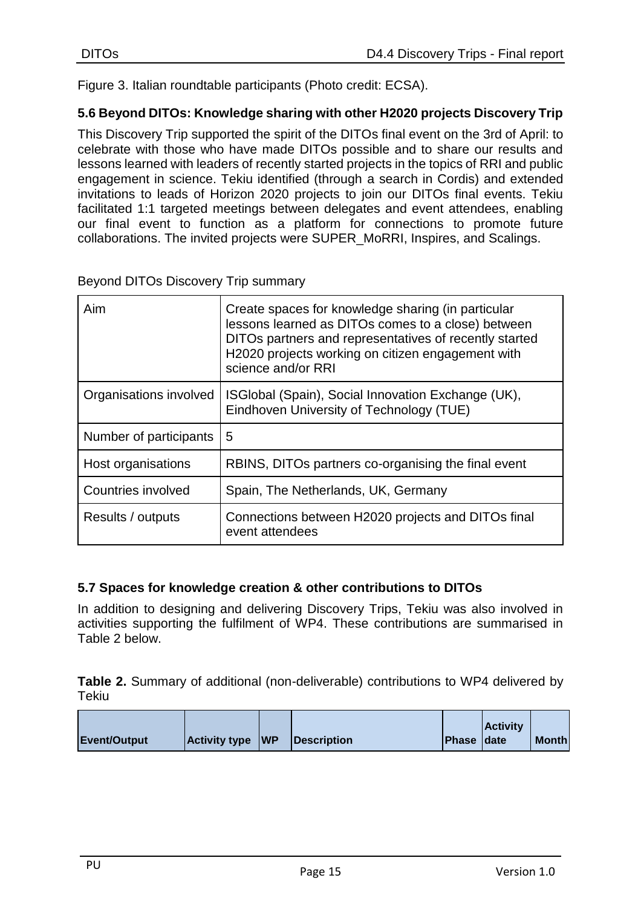Figure 3. Italian roundtable participants (Photo credit: ECSA).

### 5.6 Beyond DITOs: Knowledge sharing with other H2020 projects Discovery Trip

This Discovery Trip supported the spirit of the DITOs final event on the 3rd of April: to celebrate with those who have made DITOs possible and to share our results and lessons learned with leaders of recently started projects in the topics of RRI and public engagement in science. Tekiu identified (through a search in Cordis) and extended invitations to leads of Horizon 2020 projects to join our DITOs final events. Tekiu facilitated 1:1 targeted meetings between delegates and event attendees, enabling our final event to function as a platform for connections to promote future collaborations. The invited projects were SUPER_MoRRI, Inspires, and Scalings.

Beyond DITOs Discovery Trip summary

| | |
|---|---|
| Aim | Create spaces for knowledge sharing (in particular lessons learned as DITOs comes to a close) between DITOs partners and representatives of recently started H2020 projects working on citizen engagement with science and/or RRI |
| Organisations involved | ISGlobal (Spain), Social Innovation Exchange (UK), Eindhoven University of Technology (TUE) |
| Number of participants | 5 |
| Host organisations | RBINS, DITOs partners co-organising the final event |
| Countries involved | Spain, The Netherlands, UK, Germany |
| Results / outputs | Connections between H2020 projects and DITOs final event attendees |

### 5.7 Spaces for knowledge creation & other contributions to DITOs

In addition to designing and delivering Discovery Trips, Tekiu was also involved in activities supporting the fulfilment of WP4. These contributions are summarised in Table 2 below.

**Table 2.** Summary of additional (non-deliverable) contributions to WP4 delivered by Tekiu

| Event/Output | Activity type | WP | Description | Phase | Activity date | Month |
|---|---|---|---|---|---|---|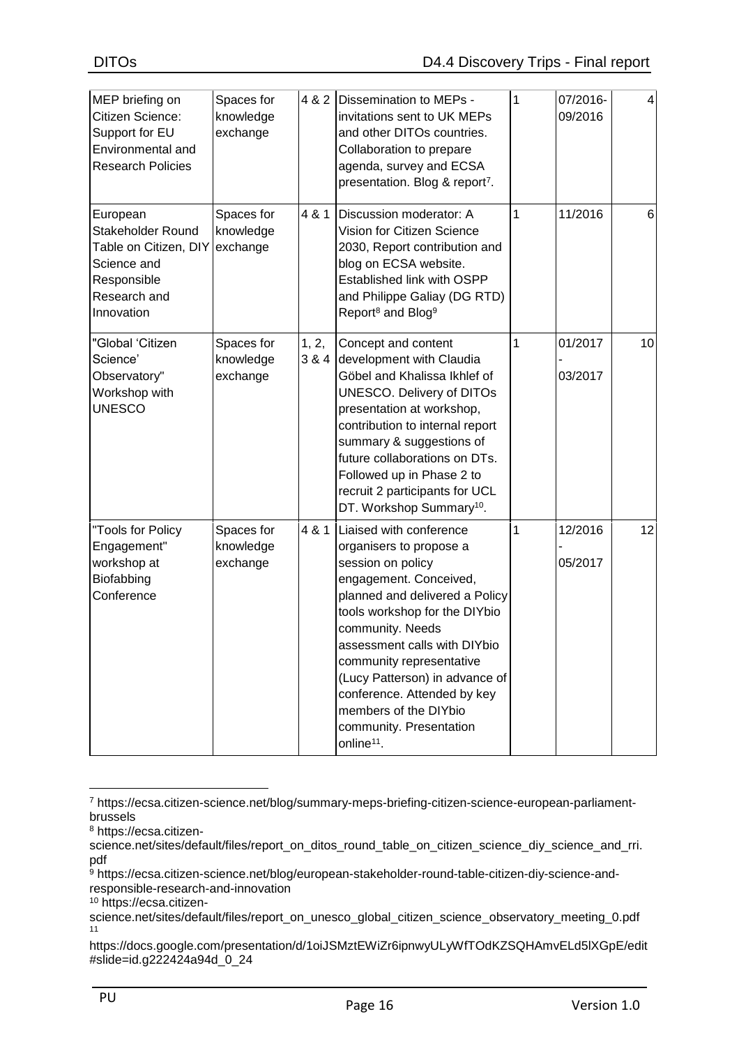| MEP briefing on Citizen Science: Support for EU Environmental and Research Policies | Spaces for knowledge exchange | 4 & 2 | Dissemination to MEPs - invitations sent to UK MEPs and other DITOs countries. Collaboration to prepare agenda, survey and ECSA presentation. Blog & report[7]. | 1 | 07/2016-09/2016 | 4 |
|---|---|---|---|---|---|---|
| European Stakeholder Round Table on Citizen, DIY Science and Responsible Research and Innovation | Spaces for knowledge exchange | 4 & 1 | Discussion moderator: A Vision for Citizen Science 2030, Report contribution and blog on ECSA website. Established link with OSPP and Philippe Galiay (DG RTD) Report[8] and Blog[9] | 1 | 11/2016 | 6 |
| "Global 'Citizen Science' Observatory" Workshop with UNESCO | Spaces for knowledge exchange | 1, 2, 3 & 4 | Concept and content development with Claudia Göbel and Khalissa Ikhlef of UNESCO. Delivery of DITOs presentation at workshop, contribution to internal report summary & suggestions of future collaborations on DTs. Followed up in Phase 2 to recruit 2 participants for UCL DT. Workshop Summary[10]. | 1 | 01/2017 - 03/2017 | 10 |
| "Tools for Policy Engagement" workshop at Biofabbing Conference | Spaces for knowledge exchange | 4 & 1 | Liaised with conference organisers to propose a session on policy engagement. Conceived, planned and delivered a Policy tools workshop for the DIYbio community. Needs assessment calls with DIYbio community representative (Lucy Patterson) in advance of conference. Attended by key members of the DIYbio community. Presentation online[11]. | 1 | 12/2016 - 05/2017 | 12 |

[7] https://ecsa.citizen-science.net/blog/summary-meps-briefing-citizen-science-european-parliament-brussels

[8] https://ecsa.citizen-science.net/sites/default/files/report_on_ditos_round_table_on_citizen_science_diy_science_and_rri.pdf

[9] https://ecsa.citizen-science.net/blog/european-stakeholder-round-table-citizen-diy-science-and-responsible-research-and-innovation

[10] https://ecsa.citizen-science.net/sites/default/files/report_on_unesco_global_citizen_science_observatory_meeting_0.pdf

[11] https://docs.google.com/presentation/d/1oiJSMztEWiZr6ipnwyULyWfTOdKZSQHAmvELd5lXGpE/edit#slide=id.g222424a94d_0_24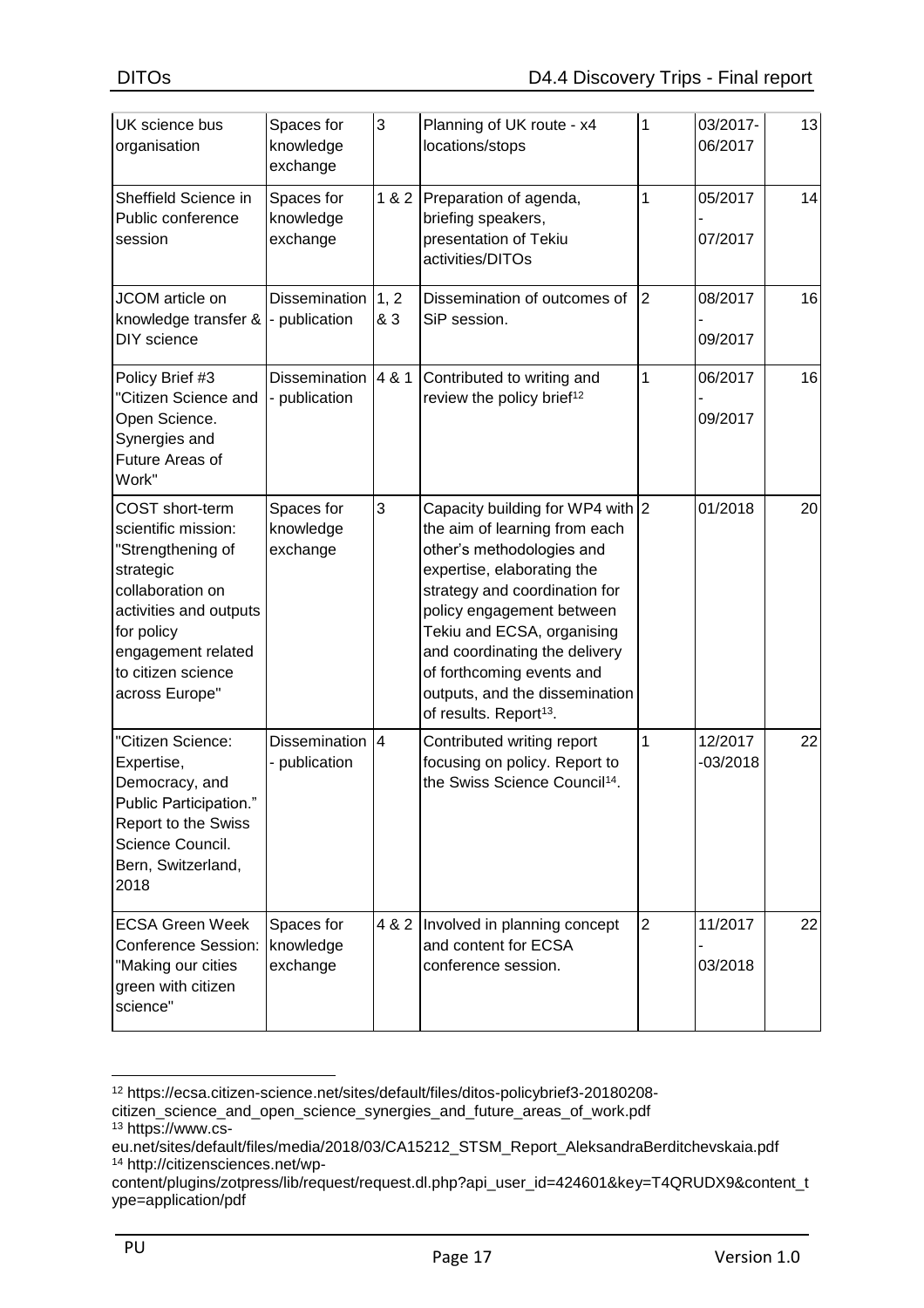| UK science bus organisation | Spaces for knowledge exchange | 3 | Planning of UK route - x4 locations/stops | 1 | 03/2017-06/2017 | 13 |
|---|---|---|---|---|---|---|
| Sheffield Science in Public conference session | Spaces for knowledge exchange | 1 & 2 | Preparation of agenda, briefing speakers, presentation of Tekiu activities/DITOs | 1 | 05/2017 - 07/2017 | 14 |
| JCOM article on knowledge transfer & DIY science | Dissemination - publication | 1, 2 & 3 | Dissemination of outcomes of SiP session. | 2 | 08/2017 - 09/2017 | 16 |
| Policy Brief #3 "Citizen Science and Open Science. Synergies and Future Areas of Work" | Dissemination - publication | 4 & 1 | Contributed to writing and review the policy brief[12] | 1 | 06/2017 - 09/2017 | 16 |
| COST short-term scientific mission: "Strengthening of strategic collaboration on activities and outputs for policy engagement related to citizen science across Europe" | Spaces for knowledge exchange | 3 | Capacity building for WP4 with the aim of learning from each other's methodologies and expertise, elaborating the strategy and coordination for policy engagement between Tekiu and ECSA, organising and coordinating the delivery of forthcoming events and outputs, and the dissemination of results. Report[13]. | 2 | 01/2018 | 20 |
| "Citizen Science: Expertise, Democracy, and Public Participation." Report to the Swiss Science Council. Bern, Switzerland, 2018 | Dissemination - publication | 4 | Contributed writing report focusing on policy. Report to the Swiss Science Council[14]. | 1 | 12/2017 -03/2018 | 22 |
| ECSA Green Week Conference Session: "Making our cities green with citizen science" | Spaces for knowledge exchange | 4 & 2 | Involved in planning concept and content for ECSA conference session. | 2 | 11/2017 - 03/2018 | 22 |

[12] https://ecsa.citizen-science.net/sites/default/files/ditos-policybrief3-20180208-citizen_science_and_open_science_synergies_and_future_areas_of_work.pdf

[13] https://www.cs-eu.net/sites/default/files/media/2018/03/CA15212_STSM_Report_AleksandraBerditchevskaia.pdf

[14] http://citizensciences.net/wp-content/plugins/zotpress/lib/request/request.dl.php?api_user_id=424601&key=T4QRUDX9&content_type=application/pdf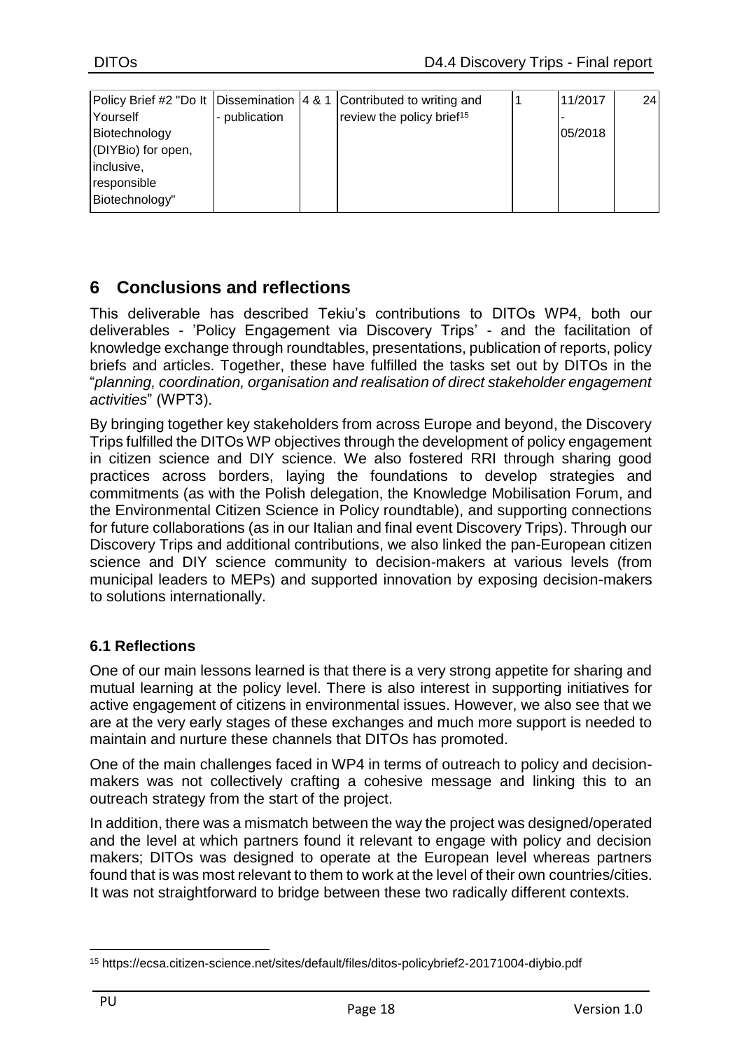| Policy Brief #2 "Do It Yourself Biotechnology (DIYBio) for open, inclusive, responsible Biotechnology" | Dissemination - publication | 4 & 1 | Contributed to writing and review the policy brief[15] | 1 | 11/2017 - 05/2018 | 24 |
|---|---|---|---|---|---|---|

# 6 Conclusions and reflections

This deliverable has described Tekiu's contributions to DITOs WP4, both our deliverables - 'Policy Engagement via Discovery Trips' - and the facilitation of knowledge exchange through roundtables, presentations, publication of reports, policy briefs and articles. Together, these have fulfilled the tasks set out by DITOs in the "*planning, coordination, organisation and realisation of direct stakeholder engagement activities*" (WPT3).

By bringing together key stakeholders from across Europe and beyond, the Discovery Trips fulfilled the DITOs WP objectives through the development of policy engagement in citizen science and DIY science. We also fostered RRI through sharing good practices across borders, laying the foundations to develop strategies and commitments (as with the Polish delegation, the Knowledge Mobilisation Forum, and the Environmental Citizen Science in Policy roundtable), and supporting connections for future collaborations (as in our Italian and final event Discovery Trips). Through our Discovery Trips and additional contributions, we also linked the pan-European citizen science and DIY science community to decision-makers at various levels (from municipal leaders to MEPs) and supported innovation by exposing decision-makers to solutions internationally.

### 6.1 Reflections

One of our main lessons learned is that there is a very strong appetite for sharing and mutual learning at the policy level. There is also interest in supporting initiatives for active engagement of citizens in environmental issues. However, we also see that we are at the very early stages of these exchanges and much more support is needed to maintain and nurture these channels that DITOs has promoted.

One of the main challenges faced in WP4 in terms of outreach to policy and decision-makers was not collectively crafting a cohesive message and linking this to an outreach strategy from the start of the project.

In addition, there was a mismatch between the way the project was designed/operated and the level at which partners found it relevant to engage with policy and decision makers; DITOs was designed to operate at the European level whereas partners found that is was most relevant to them to work at the level of their own countries/cities. It was not straightforward to bridge between these two radically different contexts.

[15] https://ecsa.citizen-science.net/sites/default/files/ditos-policybrief2-20171004-diybio.pdf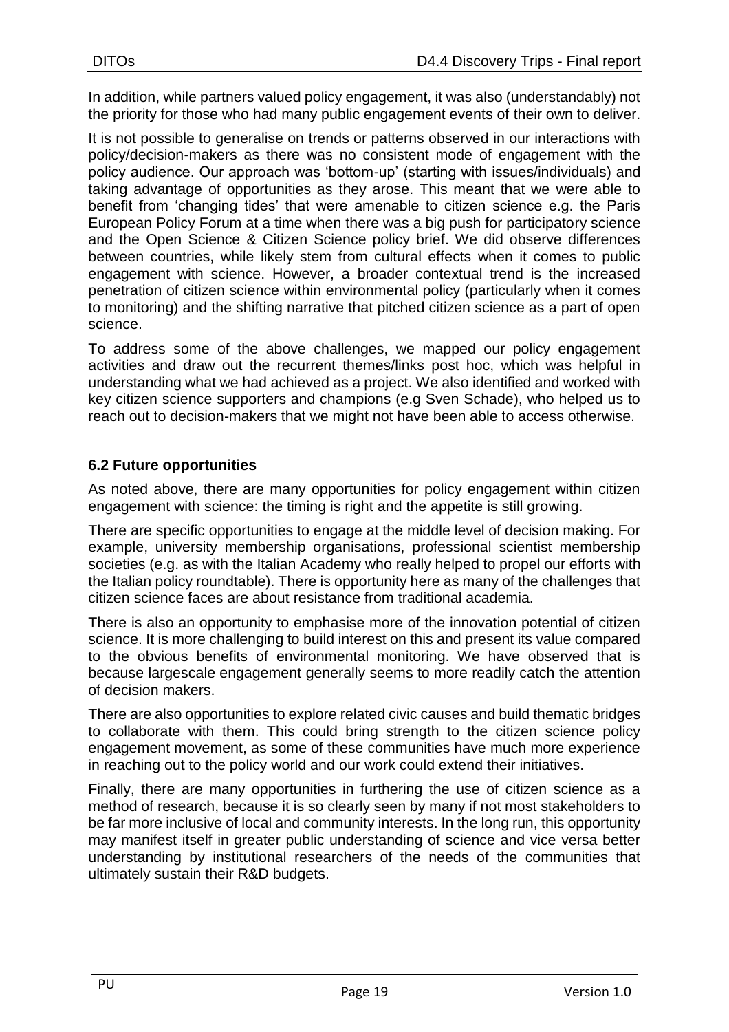In addition, while partners valued policy engagement, it was also (understandably) not the priority for those who had many public engagement events of their own to deliver.

It is not possible to generalise on trends or patterns observed in our interactions with policy/decision-makers as there was no consistent mode of engagement with the policy audience. Our approach was 'bottom-up' (starting with issues/individuals) and taking advantage of opportunities as they arose. This meant that we were able to benefit from 'changing tides' that were amenable to citizen science e.g. the Paris European Policy Forum at a time when there was a big push for participatory science and the Open Science & Citizen Science policy brief. We did observe differences between countries, while likely stem from cultural effects when it comes to public engagement with science. However, a broader contextual trend is the increased penetration of citizen science within environmental policy (particularly when it comes to monitoring) and the shifting narrative that pitched citizen science as a part of open science.

To address some of the above challenges, we mapped our policy engagement activities and draw out the recurrent themes/links post hoc, which was helpful in understanding what we had achieved as a project. We also identified and worked with key citizen science supporters and champions (e.g Sven Schade), who helped us to reach out to decision-makers that we might not have been able to access otherwise.

### 6.2 Future opportunities

As noted above, there are many opportunities for policy engagement within citizen engagement with science: the timing is right and the appetite is still growing.

There are specific opportunities to engage at the middle level of decision making. For example, university membership organisations, professional scientist membership societies (e.g. as with the Italian Academy who really helped to propel our efforts with the Italian policy roundtable). There is opportunity here as many of the challenges that citizen science faces are about resistance from traditional academia.

There is also an opportunity to emphasise more of the innovation potential of citizen science. It is more challenging to build interest on this and present its value compared to the obvious benefits of environmental monitoring. We have observed that is because largescale engagement generally seems to more readily catch the attention of decision makers.

There are also opportunities to explore related civic causes and build thematic bridges to collaborate with them. This could bring strength to the citizen science policy engagement movement, as some of these communities have much more experience in reaching out to the policy world and our work could extend their initiatives.

Finally, there are many opportunities in furthering the use of citizen science as a method of research, because it is so clearly seen by many if not most stakeholders to be far more inclusive of local and community interests. In the long run, this opportunity may manifest itself in greater public understanding of science and vice versa better understanding by institutional researchers of the needs of the communities that ultimately sustain their R&D budgets.